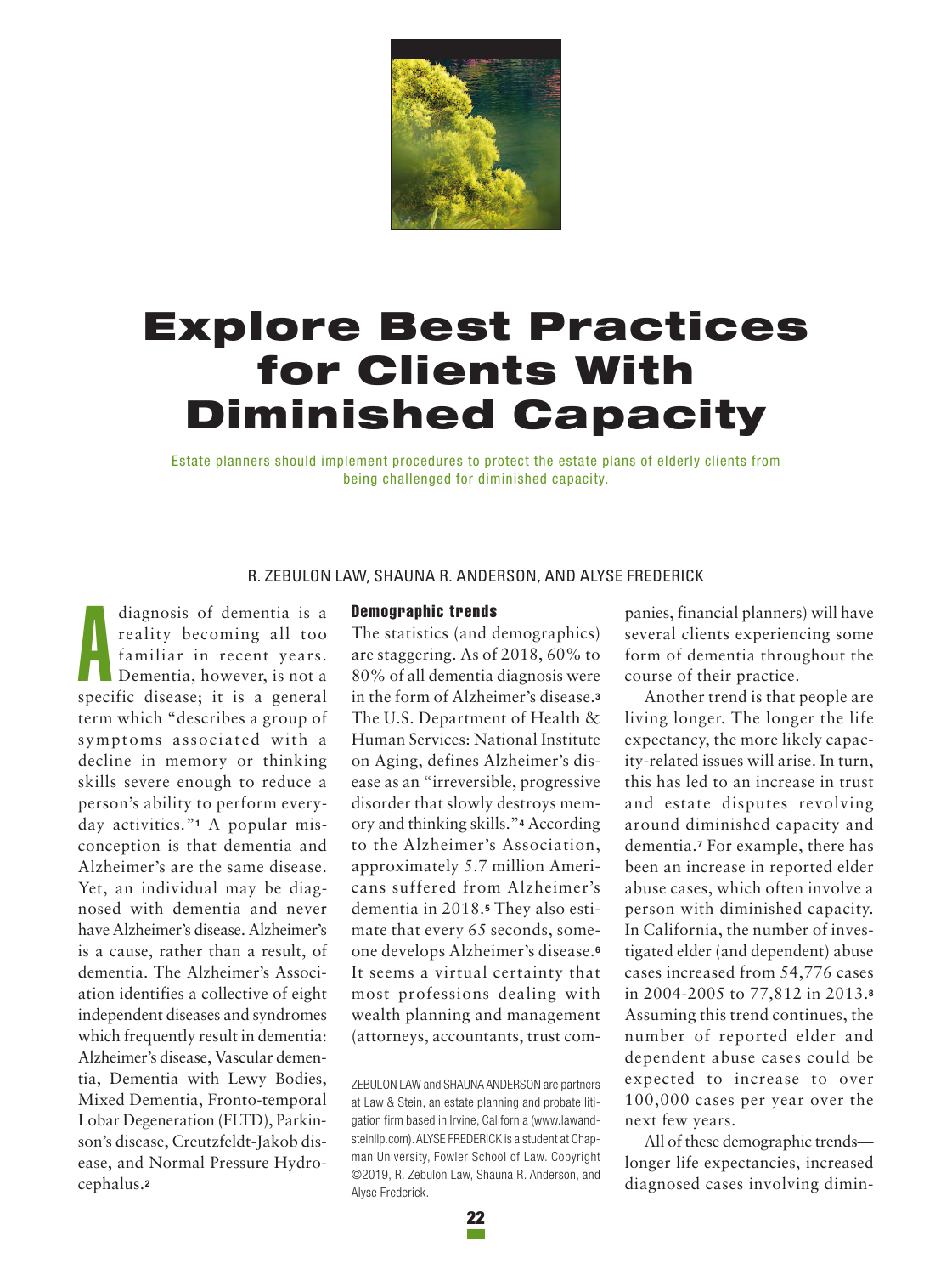# Explore Best Practices for Clients With Diminished Capacity

Estate planners should implement procedures to protect the estate plans of elderly clients from being challenged for diminished capacity.

R. ZEBULON LAW, SHAUNA R. ANDERSON, AND ALYSE FREDERICK

A diagnosis of dementia is a reality becoming all too familiar in recent years. Dementia, however, is not a specific disease; it is a general term which "describes a group of symptoms associated with a decline in memory or thinking skills severe enough to reduce a person's ability to perform everyday activities."[1] A popular misconception is that dementia and Alzheimer's are the same disease. Yet, an individual may be diagnosed with dementia and never have Alzheimer's disease. Alzheimer's is a cause, rather than a result, of dementia. The Alzheimer's Association identifies a collective of eight independent diseases and syndromes which frequently result in dementia: Alzheimer's disease, Vascular dementia, Dementia with Lewy Bodies, Mixed Dementia, Fronto-temporal Lobar Degeneration (FLTD), Parkinson's disease, Creutzfeldt-Jakob disease, and Normal Pressure Hydrocephalus.[2]

## Demographic trends

The statistics (and demographics) are staggering. As of 2018, 60% to 80% of all dementia diagnosis were in the form of Alzheimer's disease.[3] The U.S. Department of Health & Human Services: National Institute on Aging, defines Alzheimer's disease as an "irreversible, progressive disorder that slowly destroys memory and thinking skills."[4] According to the Alzheimer's Association, approximately 5.7 million Americans suffered from Alzheimer's dementia in 2018.[5] They also estimate that every 65 seconds, someone develops Alzheimer's disease.[6] It seems a virtual certainty that most professions dealing with wealth planning and management (attorneys, accountants, trust companies, financial planners) will have several clients experiencing some form of dementia throughout the course of their practice.

Another trend is that people are living longer. The longer the life expectancy, the more likely capacity-related issues will arise. In turn, this has led to an increase in trust and estate disputes revolving around diminished capacity and dementia.[7] For example, there has been an increase in reported elder abuse cases, which often involve a person with diminished capacity. In California, the number of investigated elder (and dependent) abuse cases increased from 54,776 cases in 2004-2005 to 77,812 in 2013.[8] Assuming this trend continues, the number of reported elder and dependent abuse cases could be expected to increase to over 100,000 cases per year over the next few years.

All of these demographic trends—longer life expectancies, increased diagnosed cases involving dimin-

---

ZEBULON LAW and SHAUNA ANDERSON are partners at Law & Stein, an estate planning and probate litigation firm based in Irvine, California (www.lawandsteinllp.com). ALYSE FREDERICK is a student at Chapman University, Fowler School of Law. Copyright ©2019, R. Zebulon Law, Shauna R. Anderson, and Alyse Frederick.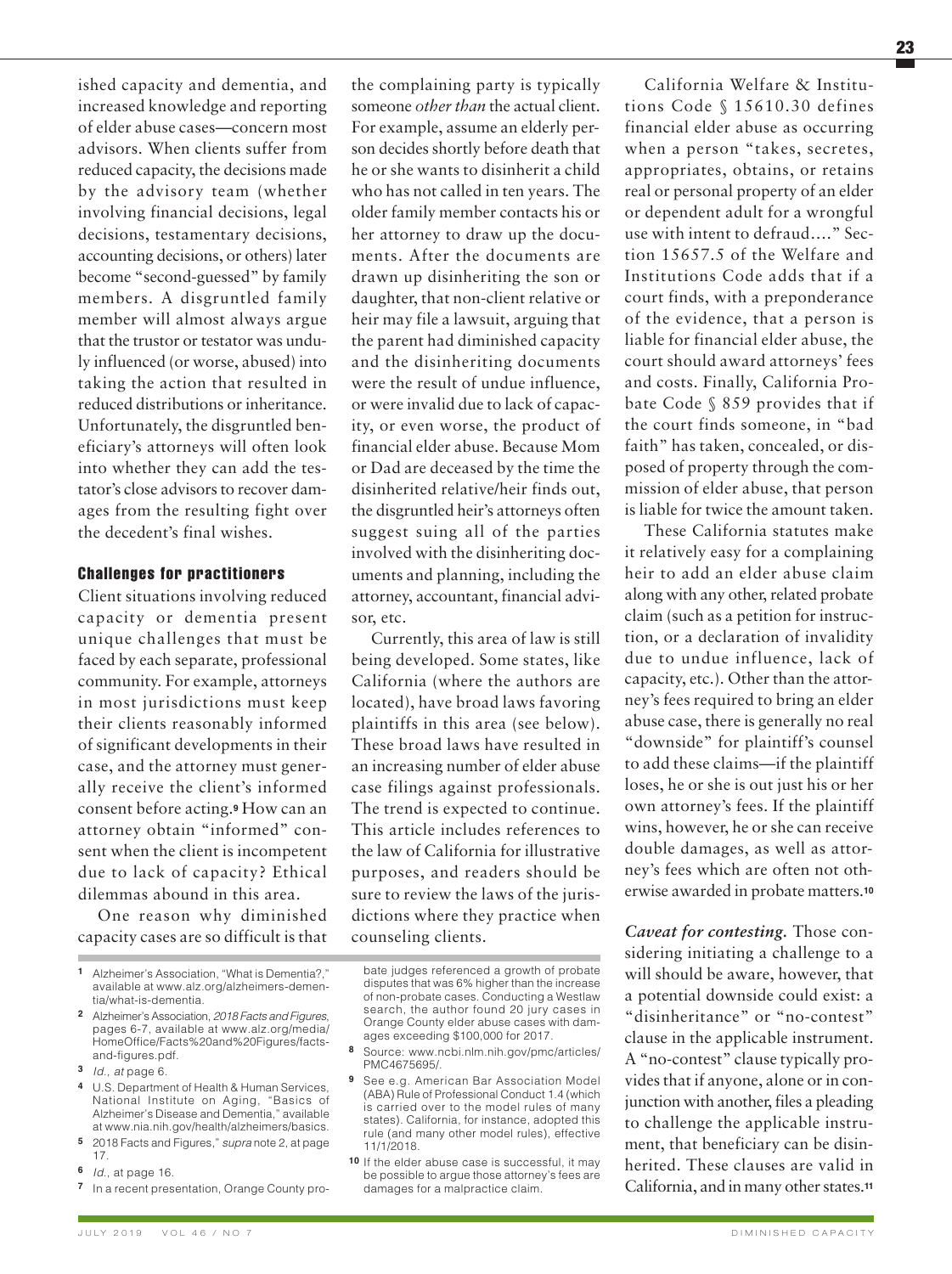ished capacity and dementia, and increased knowledge and reporting of elder abuse cases—concern most advisors. When clients suffer from reduced capacity, the decisions made by the advisory team (whether involving financial decisions, legal decisions, testamentary decisions, accounting decisions, or others) later become "second-guessed" by family members. A disgruntled family member will almost always argue that the trustor or testator was unduly influenced (or worse, abused) into taking the action that resulted in reduced distributions or inheritance. Unfortunately, the disgruntled beneficiary's attorneys will often look into whether they can add the testator's close advisors to recover damages from the resulting fight over the decedent's final wishes.

### Challenges for practitioners

Client situations involving reduced capacity or dementia present unique challenges that must be faced by each separate, professional community. For example, attorneys in most jurisdictions must keep their clients reasonably informed of significant developments in their case, and the attorney must generally receive the client's informed consent before acting.[9] How can an attorney obtain "informed" consent when the client is incompetent due to lack of capacity? Ethical dilemmas abound in this area.

One reason why diminished capacity cases are so difficult is that the complaining party is typically someone *other than* the actual client. For example, assume an elderly person decides shortly before death that he or she wants to disinherit a child who has not called in ten years. The older family member contacts his or her attorney to draw up the documents. After the documents are drawn up disinheriting the son or daughter, that non-client relative or heir may file a lawsuit, arguing that the parent had diminished capacity and the disinheriting documents were the result of undue influence, or were invalid due to lack of capacity, or even worse, the product of financial elder abuse. Because Mom or Dad are deceased by the time the disinherited relative/heir finds out, the disgruntled heir's attorneys often suggest suing all of the parties involved with the disinheriting documents and planning, including the attorney, accountant, financial advisor, etc.

Currently, this area of law is still being developed. Some states, like California (where the authors are located), have broad laws favoring plaintiffs in this area (see below). These broad laws have resulted in an increasing number of elder abuse case filings against professionals. The trend is expected to continue. This article includes references to the law of California for illustrative purposes, and readers should be sure to review the laws of the jurisdictions where they practice when counseling clients.

California Welfare & Institutions Code § 15610.30 defines financial elder abuse as occurring when a person "takes, secretes, appropriates, obtains, or retains real or personal property of an elder or dependent adult for a wrongful use with intent to defraud…." Section 15657.5 of the Welfare and Institutions Code adds that if a court finds, with a preponderance of the evidence, that a person is liable for financial elder abuse, the court should award attorneys' fees and costs. Finally, California Probate Code § 859 provides that if the court finds someone, in "bad faith" has taken, concealed, or disposed of property through the commission of elder abuse, that person is liable for twice the amount taken.

These California statutes make it relatively easy for a complaining heir to add an elder abuse claim along with any other, related probate claim (such as a petition for instruction, or a declaration of invalidity due to undue influence, lack of capacity, etc.). Other than the attorney's fees required to bring an elder abuse case, there is generally no real "downside" for plaintiff's counsel to add these claims—if the plaintiff loses, he or she is out just his or her own attorney's fees. If the plaintiff wins, however, he or she can receive double damages, as well as attorney's fees which are often not otherwise awarded in probate matters.[10]

***Caveat for contesting.*** Those considering initiating a challenge to a will should be aware, however, that a potential downside could exist: a "disinheritance" or "no-contest" clause in the applicable instrument. A "no-contest" clause typically provides that if anyone, alone or in conjunction with another, files a pleading to challenge the applicable instrument, that beneficiary can be disinherited. These clauses are valid in California, and in many other states.[11]

---

1 Alzheimer's Association, "What is Dementia?," available at www.alz.org/alzheimers-dementia/what-is-dementia.

2 Alzheimer's Association, *2018 Facts and Figures*, pages 6-7, available at www.alz.org/media/HomeOffice/Facts%20and%20Figures/facts-and-figures.pdf.

3 *Id., at* page 6.

4 U.S. Department of Health & Human Services, National Institute on Aging, "Basics of Alzheimer's Disease and Dementia," available at www.nia.nih.gov/health/alzheimers/basics.

5 2018 Facts and Figures," *supra* note 2, at page 17.

6 *Id.,* at page 16.

7 In a recent presentation, Orange County probate judges referenced a growth of probate disputes that was 6% higher than the increase of non-probate cases. Conducting a Westlaw search, the author found 20 jury cases in Orange County elder abuse cases with damages exceeding $100,000 for 2017.

8 Source: www.ncbi.nlm.nih.gov/pmc/articles/PMC4675695/.

9 See e.g. American Bar Association Model (ABA) Rule of Professional Conduct 1.4 (which is carried over to the model rules of many states). California, for instance, adopted this rule (and many other model rules), effective 11/1/2018.

10 If the elder abuse case is successful, it may be possible to argue those attorney's fees are damages for a malpractice claim.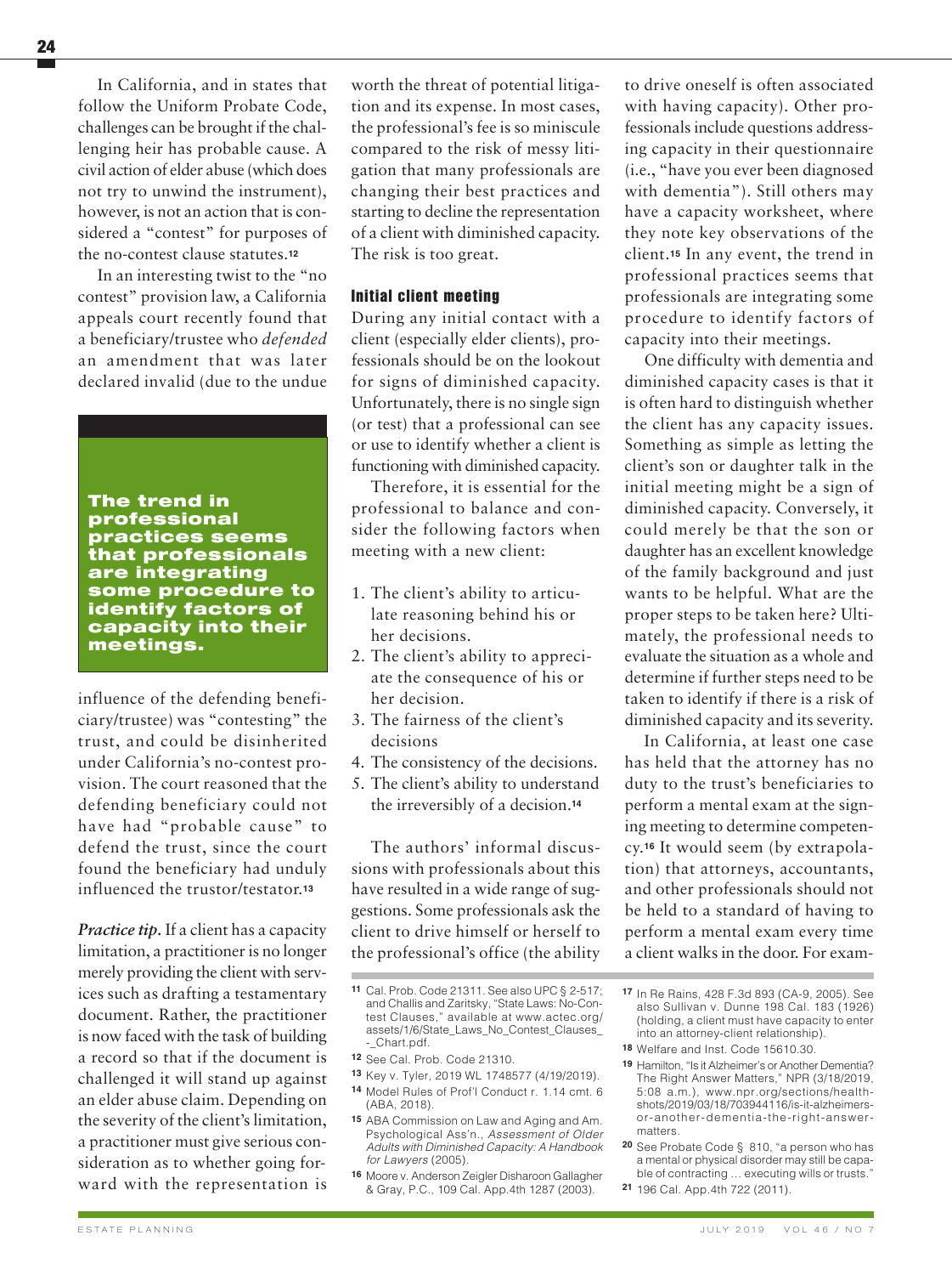In California, and in states that follow the Uniform Probate Code, challenges can be brought if the challenging heir has probable cause. A civil action of elder abuse (which does not try to unwind the instrument), however, is not an action that is considered a "contest" for purposes of the no-contest clause statutes.[12]

In an interesting twist to the "no contest" provision law, a California appeals court recently found that a beneficiary/trustee who *defended* an amendment that was later declared invalid (due to the undue influence of the defending beneficiary/trustee) was "contesting" the trust, and could be disinherited under California's no-contest provision. The court reasoned that the defending beneficiary could not have had "probable cause" to defend the trust, since the court found the beneficiary had unduly influenced the trustor/testator.[13]

**The trend in professional practices seems that professionals are integrating some procedure to identify factors of capacity into their meetings.**

***Practice tip.*** If a client has a capacity limitation, a practitioner is no longer merely providing the client with services such as drafting a testamentary document. Rather, the practitioner is now faced with the task of building a record so that if the document is challenged it will stand up against an elder abuse claim. Depending on the severity of the client's limitation, a practitioner must give serious consideration as to whether going forward with the representation is worth the threat of potential litigation and its expense. In most cases, the professional's fee is so miniscule compared to the risk of messy litigation that many professionals are changing their best practices and starting to decline the representation of a client with diminished capacity. The risk is too great.

### Initial client meeting

During any initial contact with a client (especially elder clients), professionals should be on the lookout for signs of diminished capacity. Unfortunately, there is no single sign (or test) that a professional can see or use to identify whether a client is functioning with diminished capacity.

Therefore, it is essential for the professional to balance and consider the following factors when meeting with a new client:

1. The client's ability to articulate reasoning behind his or her decisions.
2. The client's ability to appreciate the consequence of his or her decision.
3. The fairness of the client's decisions
4. The consistency of the decisions.
5. The client's ability to understand the irreversibly of a decision.[14]

The authors' informal discussions with professionals about this have resulted in a wide range of suggestions. Some professionals ask the client to drive himself or herself to the professional's office (the ability to drive oneself is often associated with having capacity). Other professionals include questions addressing capacity in their questionnaire (i.e., "have you ever been diagnosed with dementia"). Still others may have a capacity worksheet, where they note key observations of the client.[15] In any event, the trend in professional practices seems that professionals are integrating some procedure to identify factors of capacity into their meetings.

One difficulty with dementia and diminished capacity cases is that it is often hard to distinguish whether the client has any capacity issues. Something as simple as letting the client's son or daughter talk in the initial meeting might be a sign of diminished capacity. Conversely, it could merely be that the son or daughter has an excellent knowledge of the family background and just wants to be helpful. What are the proper steps to be taken here? Ultimately, the professional needs to evaluate the situation as a whole and determine if further steps need to be taken to identify if there is a risk of diminished capacity and its severity.

In California, at least one case has held that the attorney has no duty to the trust's beneficiaries to perform a mental exam at the signing meeting to determine competency.[16] It would seem (by extrapolation) that attorneys, accountants, and other professionals should not be held to a standard of having to perform a mental exam every time a client walks in the door. For exam-

---

11 Cal. Prob. Code 21311. See also UPC § 2-517; and Challis and Zaritsky, "State Laws: No-Contest Clauses," available at www.actec.org/assets/1/6/State_Laws_No_Contest_Clauses_-_Chart.pdf.

12 See Cal. Prob. Code 21310.

13 Key v. Tyler, 2019 WL 1748577 (4/19/2019).

14 Model Rules of Prof'l Conduct r. 1.14 cmt. 6 (ABA, 2018).

15 ABA Commission on Law and Aging and Am. Psychological Ass'n., *Assessment of Older Adults with Diminished Capacity: A Handbook for Lawyers* (2005).

16 Moore v. Anderson Zeigler Disharoon Gallagher & Gray, P.C., 109 Cal. App.4th 1287 (2003).

17 In Re Rains, 428 F.3d 893 (CA-9, 2005). See also Sullivan v. Dunne 198 Cal. 183 (1926) (holding, a client must have capacity to enter into an attorney-client relationship).

18 Welfare and Inst. Code 15610.30.

19 Hamilton, "Is it Alzheimer's or Another Dementia? The Right Answer Matters," NPR (3/18/2019, 5:08 a.m.), www.npr.org/sections/health-shots/2019/03/18/703944116/is-it-alzheimers-or-another-dementia-the-right-answer-matters.

20 See Probate Code § 810, "a person who has a mental or physical disorder may still be capable of contracting ... executing wills or trusts."

21 196 Cal. App.4th 722 (2011).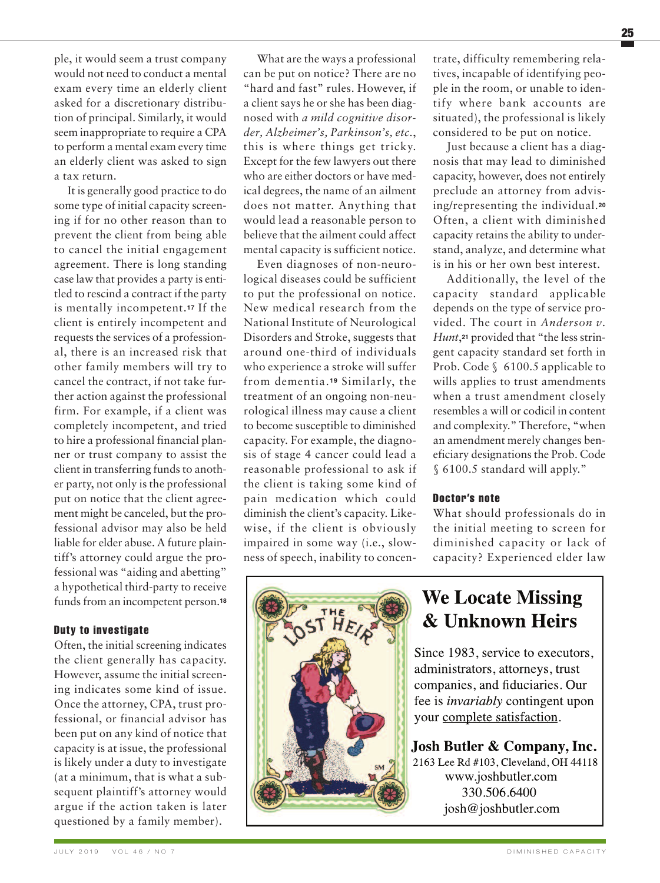ple, it would seem a trust company would not need to conduct a mental exam every time an elderly client asked for a discretionary distribution of principal. Similarly, it would seem inappropriate to require a CPA to perform a mental exam every time an elderly client was asked to sign a tax return.

It is generally good practice to do some type of initial capacity screening if for no other reason than to prevent the client from being able to cancel the initial engagement agreement. There is long standing case law that provides a party is entitled to rescind a contract if the party is mentally incompetent.[17] If the client is entirely incompetent and requests the services of a professional, there is an increased risk that other family members will try to cancel the contract, if not take further action against the professional firm. For example, if a client was completely incompetent, and tried to hire a professional financial planner or trust company to assist the client in transferring funds to another party, not only is the professional put on notice that the client agreement might be canceled, but the professional advisor may also be held liable for elder abuse. A future plaintiff's attorney could argue the professional was "aiding and abetting" a hypothetical third-party to receive funds from an incompetent person.[18]

### Duty to investigate

Often, the initial screening indicates the client generally has capacity. However, assume the initial screening indicates some kind of issue. Once the attorney, CPA, trust professional, or financial advisor has been put on any kind of notice that capacity is at issue, the professional is likely under a duty to investigate (at a minimum, that is what a subsequent plaintiff's attorney would argue if the action taken is later questioned by a family member).

What are the ways a professional can be put on notice? There are no "hard and fast" rules. However, if a client says he or she has been diagnosed with *a mild cognitive disorder, Alzheimer's, Parkinson's, etc.*, this is where things get tricky. Except for the few lawyers out there who are either doctors or have medical degrees, the name of an ailment does not matter. Anything that would lead a reasonable person to believe that the ailment could affect mental capacity is sufficient notice.

Even diagnoses of non-neurological diseases could be sufficient to put the professional on notice. New medical research from the National Institute of Neurological Disorders and Stroke, suggests that around one-third of individuals who experience a stroke will suffer from dementia.[19] Similarly, the treatment of an ongoing non-neurological illness may cause a client to become susceptible to diminished capacity. For example, the diagnosis of stage 4 cancer could lead a reasonable professional to ask if the client is taking some kind of pain medication which could diminish the client's capacity. Likewise, if the client is obviously impaired in some way (i.e., slowness of speech, inability to concentrate, difficulty remembering relatives, incapable of identifying people in the room, or unable to identify where bank accounts are situated), the professional is likely considered to be put on notice.

Just because a client has a diagnosis that may lead to diminished capacity, however, does not entirely preclude an attorney from advising/representing the individual.[20] Often, a client with diminished capacity retains the ability to understand, analyze, and determine what is in his or her own best interest.

Additionally, the level of the capacity standard applicable depends on the type of service provided. The court in *Anderson v. Hunt*,[21] provided that "the less stringent capacity standard set forth in Prob. Code § 6100.5 applicable to wills applies to trust amendments when a trust amendment closely resembles a will or codicil in content and complexity." Therefore, "when an amendment merely changes beneficiary designations the Prob. Code § 6100.5 standard will apply."

### Doctor's note

What should professionals do in the initial meeting to screen for diminished capacity or lack of capacity? Experienced elder law

## We Locate Missing & Unknown Heirs

Since 1983, service to executors, administrators, attorneys, trust companies, and fiduciaries. Our fee is *invariably* contingent upon your complete satisfaction.

**Josh Butler & Company, Inc.**
2163 Lee Rd #103, Cleveland, OH 44118
www.joshbutler.com
330.506.6400
josh@joshbutler.com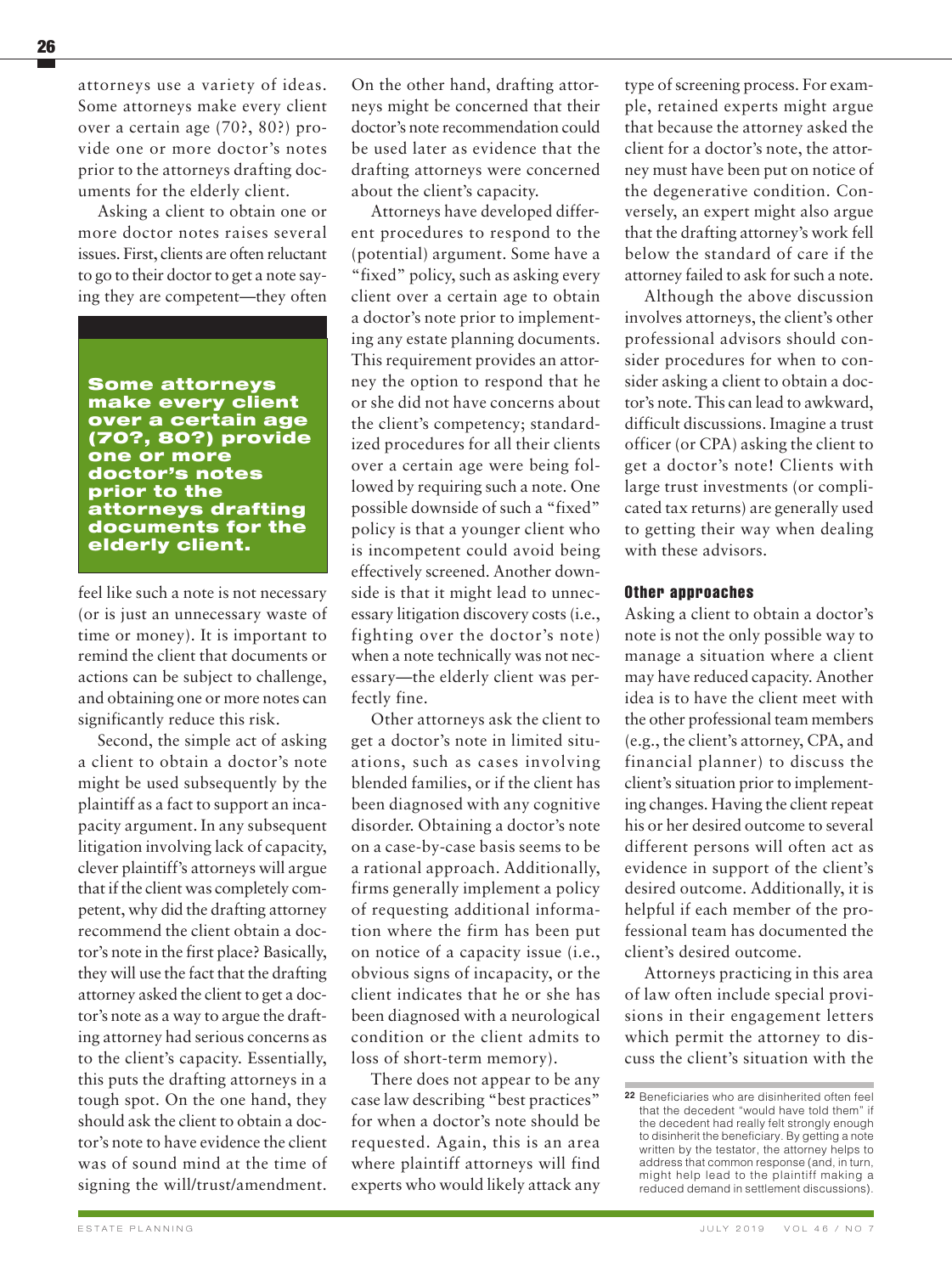attorneys use a variety of ideas. Some attorneys make every client over a certain age (70?, 80?) provide one or more doctor's notes prior to the attorneys drafting documents for the elderly client.

Asking a client to obtain one or more doctor notes raises several issues. First, clients are often reluctant to go to their doctor to get a note saying they are competent—they often feel like such a note is not necessary (or is just an unnecessary waste of time or money). It is important to remind the client that documents or actions can be subject to challenge, and obtaining one or more notes can significantly reduce this risk.

**Some attorneys make every client over a certain age (70?, 80?) provide one or more doctor's notes prior to the attorneys drafting documents for the elderly client.**

Second, the simple act of asking a client to obtain a doctor's note might be used subsequently by the plaintiff as a fact to support an incapacity argument. In any subsequent litigation involving lack of capacity, clever plaintiff's attorneys will argue that if the client was completely competent, why did the drafting attorney recommend the client obtain a doctor's note in the first place? Basically, they will use the fact that the drafting attorney asked the client to get a doctor's note as a way to argue the drafting attorney had serious concerns as to the client's capacity. Essentially, this puts the drafting attorneys in a tough spot. On the one hand, they should ask the client to obtain a doctor's note to have evidence the client was of sound mind at the time of signing the will/trust/amendment. On the other hand, drafting attorneys might be concerned that their doctor's note recommendation could be used later as evidence that the drafting attorneys were concerned about the client's capacity.

Attorneys have developed different procedures to respond to the (potential) argument. Some have a "fixed" policy, such as asking every client over a certain age to obtain a doctor's note prior to implementing any estate planning documents. This requirement provides an attorney the option to respond that he or she did not have concerns about the client's competency; standardized procedures for all their clients over a certain age were being followed by requiring such a note. One possible downside of such a "fixed" policy is that a younger client who is incompetent could avoid being effectively screened. Another downside is that it might lead to unnecessary litigation discovery costs (i.e., fighting over the doctor's note) when a note technically was not necessary—the elderly client was perfectly fine.

Other attorneys ask the client to get a doctor's note in limited situations, such as cases involving blended families, or if the client has been diagnosed with any cognitive disorder. Obtaining a doctor's note on a case-by-case basis seems to be a rational approach. Additionally, firms generally implement a policy of requesting additional information where the firm has been put on notice of a capacity issue (i.e., obvious signs of incapacity, or the client indicates that he or she has been diagnosed with a neurological condition or the client admits to loss of short-term memory).

There does not appear to be any case law describing "best practices" for when a doctor's note should be requested. Again, this is an area where plaintiff attorneys will find experts who would likely attack any type of screening process. For example, retained experts might argue that because the attorney asked the client for a doctor's note, the attorney must have been put on notice of the degenerative condition. Conversely, an expert might also argue that the drafting attorney's work fell below the standard of care if the attorney failed to ask for such a note.

Although the above discussion involves attorneys, the client's other professional advisors should consider procedures for when to consider asking a client to obtain a doctor's note. This can lead to awkward, difficult discussions. Imagine a trust officer (or CPA) asking the client to get a doctor's note! Clients with large trust investments (or complicated tax returns) are generally used to getting their way when dealing with these advisors.

### Other approaches

Asking a client to obtain a doctor's note is not the only possible way to manage a situation where a client may have reduced capacity. Another idea is to have the client meet with the other professional team members (e.g., the client's attorney, CPA, and financial planner) to discuss the client's situation prior to implementing changes. Having the client repeat his or her desired outcome to several different persons will often act as evidence in support of the client's desired outcome. Additionally, it is helpful if each member of the professional team has documented the client's desired outcome.

Attorneys practicing in this area of law often include special provisions in their engagement letters which permit the attorney to discuss the client's situation with the

---

[22] Beneficiaries who are disinherited often feel that the decedent "would have told them" if the decedent had really felt strongly enough to disinherit the beneficiary. By getting a note written by the testator, the attorney helps to address that common response (and, in turn, might help lead to the plaintiff making a reduced demand in settlement discussions).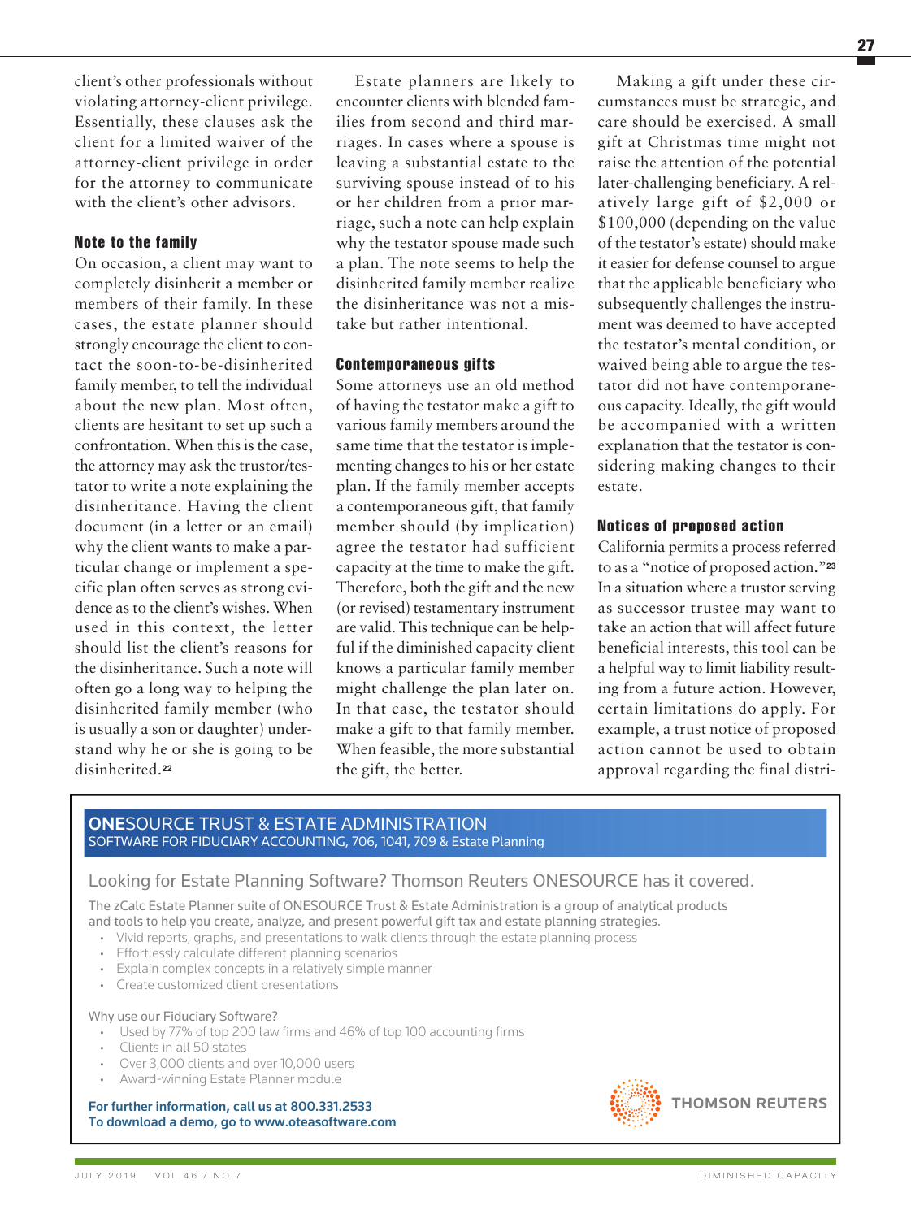client's other professionals without violating attorney-client privilege. Essentially, these clauses ask the client for a limited waiver of the attorney-client privilege in order for the attorney to communicate with the client's other advisors.

### Note to the family

On occasion, a client may want to completely disinherit a member or members of their family. In these cases, the estate planner should strongly encourage the client to contact the soon-to-be-disinherited family member, to tell the individual about the new plan. Most often, clients are hesitant to set up such a confrontation. When this is the case, the attorney may ask the trustor/testator to write a note explaining the disinheritance. Having the client document (in a letter or an email) why the client wants to make a particular change or implement a specific plan often serves as strong evidence as to the client's wishes. When used in this context, the letter should list the client's reasons for the disinheritance. Such a note will often go a long way to helping the disinherited family member (who is usually a son or daughter) understand why he or she is going to be disinherited.[22]

Estate planners are likely to encounter clients with blended families from second and third marriages. In cases where a spouse is leaving a substantial estate to the surviving spouse instead of to his or her children from a prior marriage, such a note can help explain why the testator spouse made such a plan. The note seems to help the disinherited family member realize the disinheritance was not a mistake but rather intentional.

### Contemporaneous gifts

Some attorneys use an old method of having the testator make a gift to various family members around the same time that the testator is implementing changes to his or her estate plan. If the family member accepts a contemporaneous gift, that family member should (by implication) agree the testator had sufficient capacity at the time to make the gift. Therefore, both the gift and the new (or revised) testamentary instrument are valid. This technique can be helpful if the diminished capacity client knows a particular family member might challenge the plan later on. In that case, the testator should make a gift to that family member. When feasible, the more substantial the gift, the better.

Making a gift under these circumstances must be strategic, and care should be exercised. A small gift at Christmas time might not raise the attention of the potential later-challenging beneficiary. A relatively large gift of $2,000 or $100,000 (depending on the value of the testator's estate) should make it easier for defense counsel to argue that the applicable beneficiary who subsequently challenges the instrument was deemed to have accepted the testator's mental condition, or waived being able to argue the testator did not have contemporaneous capacity. Ideally, the gift would be accompanied with a written explanation that the testator is considering making changes to their estate.

### Notices of proposed action

California permits a process referred to as a "notice of proposed action."[23] In a situation where a trustor serving as successor trustee may want to take an action that will affect future beneficial interests, this tool can be a helpful way to limit liability resulting from a future action. However, certain limitations do apply. For example, a trust notice of proposed action cannot be used to obtain approval regarding the final distri-

---

**ONESOURCE TRUST & ESTATE ADMINISTRATION**
SOFTWARE FOR FIDUCIARY ACCOUNTING, 706, 1041, 709 & Estate Planning

Looking for Estate Planning Software? Thomson Reuters ONESOURCE has it covered.

The zCalc Estate Planner suite of ONESOURCE Trust & Estate Administration is a group of analytical products and tools to help you create, analyze, and present powerful gift tax and estate planning strategies.

- Vivid reports, graphs, and presentations to walk clients through the estate planning process
- Effortlessly calculate different planning scenarios
- Explain complex concepts in a relatively simple manner
- Create customized client presentations

Why use our Fiduciary Software?

- Used by 77% of top 200 law firms and 46% of top 100 accounting firms
- Clients in all 50 states
- Over 3,000 clients and over 10,000 users
- Award-winning Estate Planner module

**For further information, call us at 800.331.2533**
**To download a demo, go to www.oteasoftware.com**

THOMSON REUTERS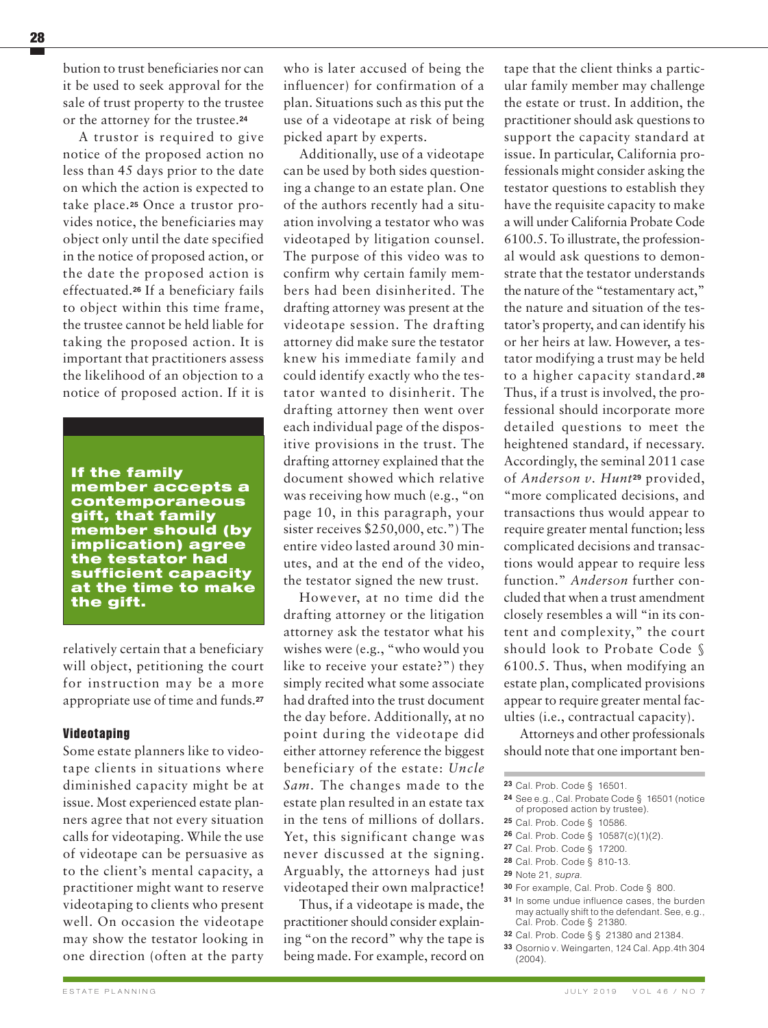bution to trust beneficiaries nor can it be used to seek approval for the sale of trust property to the trustee or the attorney for the trustee.[24]

A trustor is required to give notice of the proposed action no less than 45 days prior to the date on which the action is expected to take place.[25] Once a trustor provides notice, the beneficiaries may object only until the date specified in the notice of proposed action, or the date the proposed action is effectuated.[26] If a beneficiary fails to object within this time frame, the trustee cannot be held liable for taking the proposed action. It is important that practitioners assess the likelihood of an objection to a notice of proposed action. If it is relatively certain that a beneficiary will object, petitioning the court for instruction may be a more appropriate use of time and funds.[27]

**If the family member accepts a contemporaneous gift, that family member should (by implication) agree the testator had sufficient capacity at the time to make the gift.**

### Videotaping

Some estate planners like to videotape clients in situations where diminished capacity might be at issue. Most experienced estate planners agree that not every situation calls for videotaping. While the use of videotape can be persuasive as to the client's mental capacity, a practitioner might want to reserve videotaping to clients who present well. On occasion the videotape may show the testator looking in one direction (often at the party who is later accused of being the influencer) for confirmation of a plan. Situations such as this put the use of a videotape at risk of being picked apart by experts.

Additionally, use of a videotape can be used by both sides questioning a change to an estate plan. One of the authors recently had a situation involving a testator who was videotaped by litigation counsel. The purpose of this video was to confirm why certain family members had been disinherited. The drafting attorney was present at the videotape session. The drafting attorney did make sure the testator knew his immediate family and could identify exactly who the testator wanted to disinherit. The drafting attorney then went over each individual page of the dispositive provisions in the trust. The drafting attorney explained that the document showed which relative was receiving how much (e.g., "on page 10, in this paragraph, your sister receives $250,000, etc.") The entire video lasted around 30 minutes, and at the end of the video, the testator signed the new trust.

However, at no time did the drafting attorney or the litigation attorney ask the testator what his wishes were (e.g., "who would you like to receive your estate?") they simply recited what some associate had drafted into the trust document the day before. Additionally, at no point during the videotape did either attorney reference the biggest beneficiary of the estate: *Uncle Sam*. The changes made to the estate plan resulted in an estate tax in the tens of millions of dollars. Yet, this significant change was never discussed at the signing. Arguably, the attorneys had just videotaped their own malpractice!

Thus, if a videotape is made, the practitioner should consider explaining "on the record" why the tape is being made. For example, record on tape that the client thinks a particular family member may challenge the estate or trust. In addition, the practitioner should ask questions to support the capacity standard at issue. In particular, California professionals might consider asking the testator questions to establish they have the requisite capacity to make a will under California Probate Code 6100.5. To illustrate, the professional would ask questions to demonstrate that the testator understands the nature of the "testamentary act," the nature and situation of the testator's property, and can identify his or her heirs at law. However, a testator modifying a trust may be held to a higher capacity standard.[28] Thus, if a trust is involved, the professional should incorporate more detailed questions to meet the heightened standard, if necessary. Accordingly, the seminal 2011 case of *Anderson v. Hunt*[29] provided, "more complicated decisions, and transactions thus would appear to require greater mental function; less complicated decisions and transactions would appear to require less function." *Anderson* further concluded that when a trust amendment closely resembles a will "in its content and complexity," the court should look to Probate Code § 6100.5. Thus, when modifying an estate plan, complicated provisions appear to require greater mental faculties (i.e., contractual capacity).

Attorneys and other professionals should note that one important ben-

---

[23] Cal. Prob. Code § 16501.
[24] See e.g., Cal. Probate Code § 16501 (notice of proposed action by trustee).
[25] Cal. Prob. Code § 10586.
[26] Cal. Prob. Code § 10587(c)(1)(2).
[27] Cal. Prob. Code § 17200.
[28] Cal. Prob. Code § 810-13.
[29] Note 21, *supra*.
[30] For example, Cal. Prob. Code § 800.
[31] In some undue influence cases, the burden may actually shift to the defendant. See, e.g., Cal. Prob. Code § 21380.
[32] Cal. Prob. Code § § 21380 and 21384.
[33] Osornio v. Weingarten, 124 Cal. App.4th 304 (2004).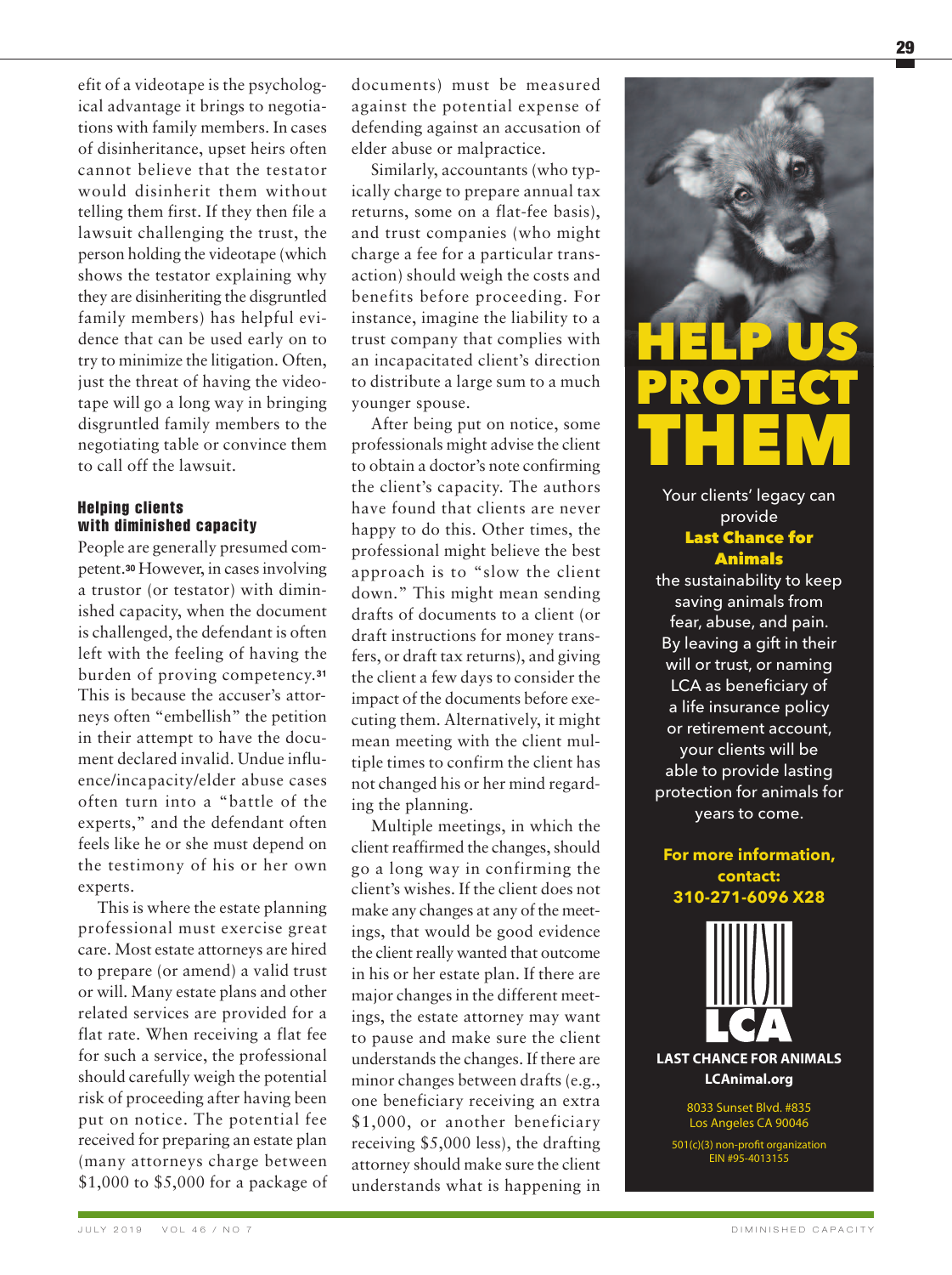efit of a videotape is the psychological advantage it brings to negotiations with family members. In cases of disinheritance, upset heirs often cannot believe that the testator would disinherit them without telling them first. If they then file a lawsuit challenging the trust, the person holding the videotape (which shows the testator explaining why they are disinheriting the disgruntled family members) has helpful evidence that can be used early on to try to minimize the litigation. Often, just the threat of having the videotape will go a long way in bringing disgruntled family members to the negotiating table or convince them to call off the lawsuit.

### Helping clients with diminished capacity

People are generally presumed competent.[30] However, in cases involving a trustor (or testator) with diminished capacity, when the document is challenged, the defendant is often left with the feeling of having the burden of proving competency.[31] This is because the accuser's attorneys often "embellish" the petition in their attempt to have the document declared invalid. Undue influence/incapacity/elder abuse cases often turn into a "battle of the experts," and the defendant often feels like he or she must depend on the testimony of his or her own experts.

This is where the estate planning professional must exercise great care. Most estate attorneys are hired to prepare (or amend) a valid trust or will. Many estate plans and other related services are provided for a flat rate. When receiving a flat fee for such a service, the professional should carefully weigh the potential risk of proceeding after having been put on notice. The potential fee received for preparing an estate plan (many attorneys charge between $1,000 to $5,000 for a package of documents) must be measured against the potential expense of defending against an accusation of elder abuse or malpractice.

Similarly, accountants (who typically charge to prepare annual tax returns, some on a flat-fee basis), and trust companies (who might charge a fee for a particular transaction) should weigh the costs and benefits before proceeding. For instance, imagine the liability to a trust company that complies with an incapacitated client's direction to distribute a large sum to a much younger spouse.

After being put on notice, some professionals might advise the client to obtain a doctor's note confirming the client's capacity. The authors have found that clients are never happy to do this. Other times, the professional might believe the best approach is to "slow the client down." This might mean sending drafts of documents to a client (or draft instructions for money transfers, or draft tax returns), and giving the client a few days to consider the impact of the documents before executing them. Alternatively, it might mean meeting with the client multiple times to confirm the client has not changed his or her mind regarding the planning.

Multiple meetings, in which the client reaffirmed the changes, should go a long way in confirming the client's wishes. If the client does not make any changes at any of the meetings, that would be good evidence the client really wanted that outcome in his or her estate plan. If there are major changes in the different meetings, the estate attorney may want to pause and make sure the client understands the changes. If there are minor changes between drafts (e.g., one beneficiary receiving an extra $1,000, or another beneficiary receiving $5,000 less), the drafting attorney should make sure the client understands what is happening in

---

**HELP US PROTECT THEM**

Your clients' legacy can provide **Last Chance for Animals** the sustainability to keep saving animals from fear, abuse, and pain. By leaving a gift in their will or trust, or naming LCA as beneficiary of a life insurance policy or retirement account, your clients will be able to provide lasting protection for animals for years to come.

**For more information, contact: 310-271-6096 X28**

**LAST CHANCE FOR ANIMALS**
**LCAnimal.org**

8033 Sunset Blvd. #835
Los Angeles CA 90046

501(c)(3) non-profit organization
EIN #95-4013155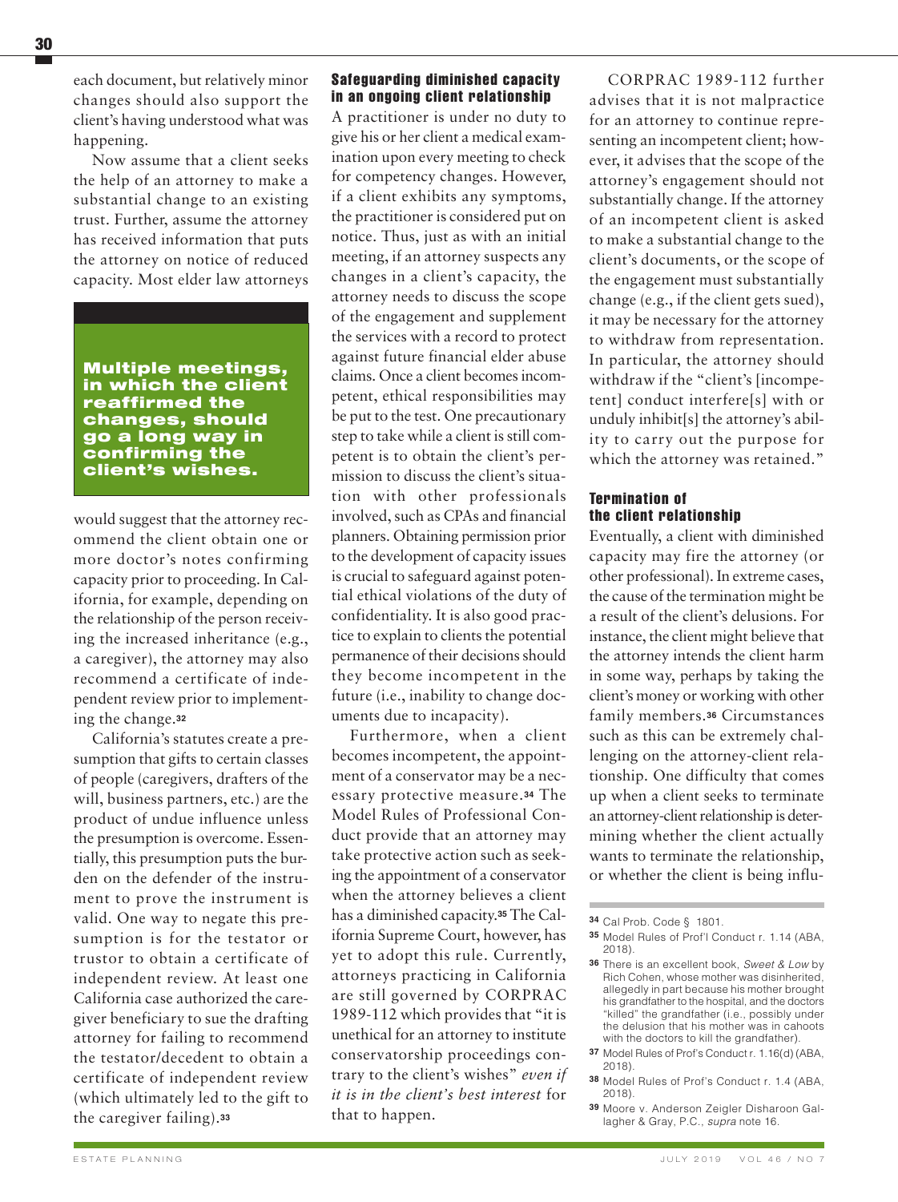each document, but relatively minor changes should also support the client's having understood what was happening.

Now assume that a client seeks the help of an attorney to make a substantial change to an existing trust. Further, assume the attorney has received information that puts the attorney on notice of reduced capacity. Most elder law attorneys would suggest that the attorney recommend the client obtain one or more doctor's notes confirming capacity prior to proceeding. In California, for example, depending on the relationship of the person receiving the increased inheritance (e.g., a caregiver), the attorney may also recommend a certificate of independent review prior to implementing the change.[32]

> **Multiple meetings, in which the client reaffirmed the changes, should go a long way in confirming the client's wishes.**

California's statutes create a presumption that gifts to certain classes of people (caregivers, drafters of the will, business partners, etc.) are the product of undue influence unless the presumption is overcome. Essentially, this presumption puts the burden on the defender of the instrument to prove the instrument is valid. One way to negate this presumption is for the testator or trustor to obtain a certificate of independent review. At least one California case authorized the caregiver beneficiary to sue the drafting attorney for failing to recommend the testator/decedent to obtain a certificate of independent review (which ultimately led to the gift to the caregiver failing).[33]

### Safeguarding diminished capacity in an ongoing client relationship

A practitioner is under no duty to give his or her client a medical examination upon every meeting to check for competency changes. However, if a client exhibits any symptoms, the practitioner is considered put on notice. Thus, just as with an initial meeting, if an attorney suspects any changes in a client's capacity, the attorney needs to discuss the scope of the engagement and supplement the services with a record to protect against future financial elder abuse claims. Once a client becomes incompetent, ethical responsibilities may be put to the test. One precautionary step to take while a client is still competent is to obtain the client's permission to discuss the client's situation with other professionals involved, such as CPAs and financial planners. Obtaining permission prior to the development of capacity issues is crucial to safeguard against potential ethical violations of the duty of confidentiality. It is also good practice to explain to clients the potential permanence of their decisions should they become incompetent in the future (i.e., inability to change documents due to incapacity).

Furthermore, when a client becomes incompetent, the appointment of a conservator may be a necessary protective measure.[34] The Model Rules of Professional Conduct provide that an attorney may take protective action such as seeking the appointment of a conservator when the attorney believes a client has a diminished capacity.[35] The California Supreme Court, however, has yet to adopt this rule. Currently, attorneys practicing in California are still governed by CORPRAC 1989-112 which provides that "it is unethical for an attorney to institute conservatorship proceedings contrary to the client's wishes" *even if it is in the client's best interest* for that to happen.

CORPRAC 1989-112 further advises that it is not malpractice for an attorney to continue representing an incompetent client; however, it advises that the scope of the attorney's engagement should not substantially change. If the attorney of an incompetent client is asked to make a substantial change to the client's documents, or the scope of the engagement must substantially change (e.g., if the client gets sued), it may be necessary for the attorney to withdraw from representation. In particular, the attorney should withdraw if the "client's [incompetent] conduct interfere[s] with or unduly inhibit[s] the attorney's ability to carry out the purpose for which the attorney was retained."

### Termination of the client relationship

Eventually, a client with diminished capacity may fire the attorney (or other professional). In extreme cases, the cause of the termination might be a result of the client's delusions. For instance, the client might believe that the attorney intends the client harm in some way, perhaps by taking the client's money or working with other family members.[36] Circumstances such as this can be extremely challenging on the attorney-client relationship. One difficulty that comes up when a client seeks to terminate an attorney-client relationship is determining whether the client actually wants to terminate the relationship, or whether the client is being influ-

---

[34] Cal Prob. Code § 1801.

[35] Model Rules of Prof'l Conduct r. 1.14 (ABA, 2018).

[36] There is an excellent book, *Sweet & Low* by Rich Cohen, whose mother was disinherited, allegedly in part because his mother brought his grandfather to the hospital, and the doctors "killed" the grandfather (i.e., possibly under the delusion that his mother was in cahoots with the doctors to kill the grandfather).

[37] Model Rules of Prof's Conduct r. 1.16(d) (ABA, 2018).

[38] Model Rules of Prof's Conduct r. 1.4 (ABA, 2018).

[39] Moore v. Anderson Zeigler Disharoon Gallagher & Gray, P.C., *supra* note 16.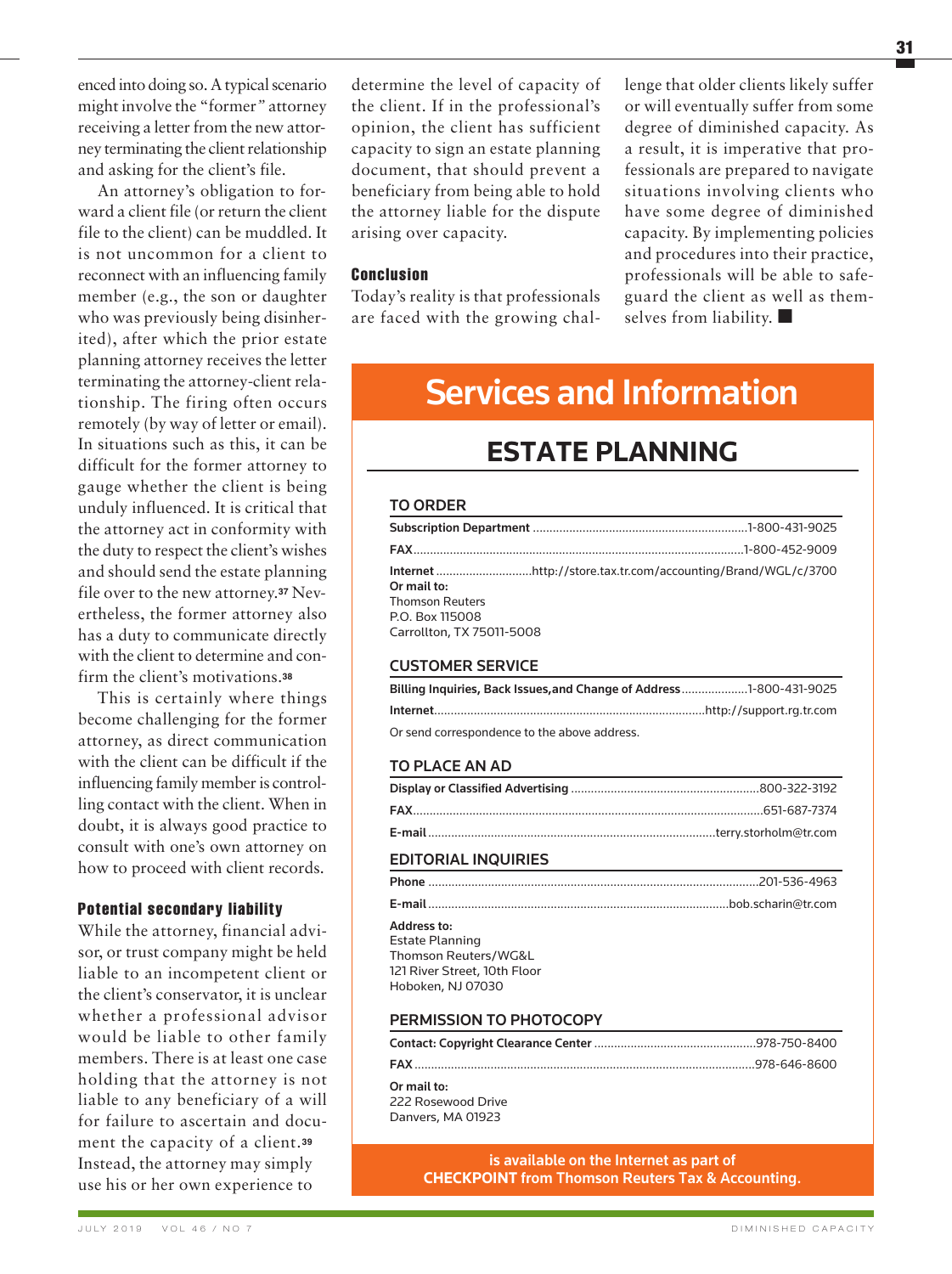enced into doing so. A typical scenario might involve the "former" attorney receiving a letter from the new attorney terminating the client relationship and asking for the client's file.

An attorney's obligation to forward a client file (or return the client file to the client) can be muddled. It is not uncommon for a client to reconnect with an influencing family member (e.g., the son or daughter who was previously being disinherited), after which the prior estate planning attorney receives the letter terminating the attorney-client relationship. The firing often occurs remotely (by way of letter or email). In situations such as this, it can be difficult for the former attorney to gauge whether the client is being unduly influenced. It is critical that the attorney act in conformity with the duty to respect the client's wishes and should send the estate planning file over to the new attorney.[37] Nevertheless, the former attorney also has a duty to communicate directly with the client to determine and confirm the client's motivations.[38]

This is certainly where things become challenging for the former attorney, as direct communication with the client can be difficult if the influencing family member is controlling contact with the client. When in doubt, it is always good practice to consult with one's own attorney on how to proceed with client records.

### Potential secondary liability

While the attorney, financial advisor, or trust company might be held liable to an incompetent client or the client's conservator, it is unclear whether a professional advisor would be liable to other family members. There is at least one case holding that the attorney is not liable to any beneficiary of a will for failure to ascertain and document the capacity of a client.[39] Instead, the attorney may simply use his or her own experience to determine the level of capacity of the client. If in the professional's opinion, the client has sufficient capacity to sign an estate planning document, that should prevent a beneficiary from being able to hold the attorney liable for the dispute arising over capacity.

### Conclusion

Today's reality is that professionals are faced with the growing challenge that older clients likely suffer or will eventually suffer from some degree of diminished capacity. As a result, it is imperative that professionals are prepared to navigate situations involving clients who have some degree of diminished capacity. By implementing policies and procedures into their practice, professionals will be able to safeguard the client as well as themselves from liability. ■

## Services and Information

## ESTATE PLANNING

### TO ORDER

**Subscription Department** ........ 1-800-431-9025

**FAX** ........ 1-800-452-9009

**Internet** ........ http://store.tax.tr.com/accounting/Brand/WGL/c/3700

**Or mail to:**
Thomson Reuters
P.O. Box 115008
Carrollton, TX 75011-5008

### CUSTOMER SERVICE

**Billing Inquiries, Back Issues,and Change of Address** ........ 1-800-431-9025

**Internet** ........ http://support.rg.tr.com

Or send correspondence to the above address.

### TO PLACE AN AD

**Display or Classified Advertising** ........ 800-322-3192

**FAX** ........ 651-687-7374

**E-mail** ........ terry.storholm@tr.com

### EDITORIAL INQUIRIES

**Phone** ........ 201-536-4963

**E-mail** ........ bob.scharin@tr.com

**Address to:**
Estate Planning
Thomson Reuters/WG&L
121 River Street, 10th Floor
Hoboken, NJ 07030

### PERMISSION TO PHOTOCOPY

**Contact: Copyright Clearance Center** ........ 978-750-8400

**FAX** ........ 978-646-8600

**Or mail to:**
222 Rosewood Drive
Danvers, MA 01923

**is available on the Internet as part of CHECKPOINT from Thomson Reuters Tax & Accounting.**